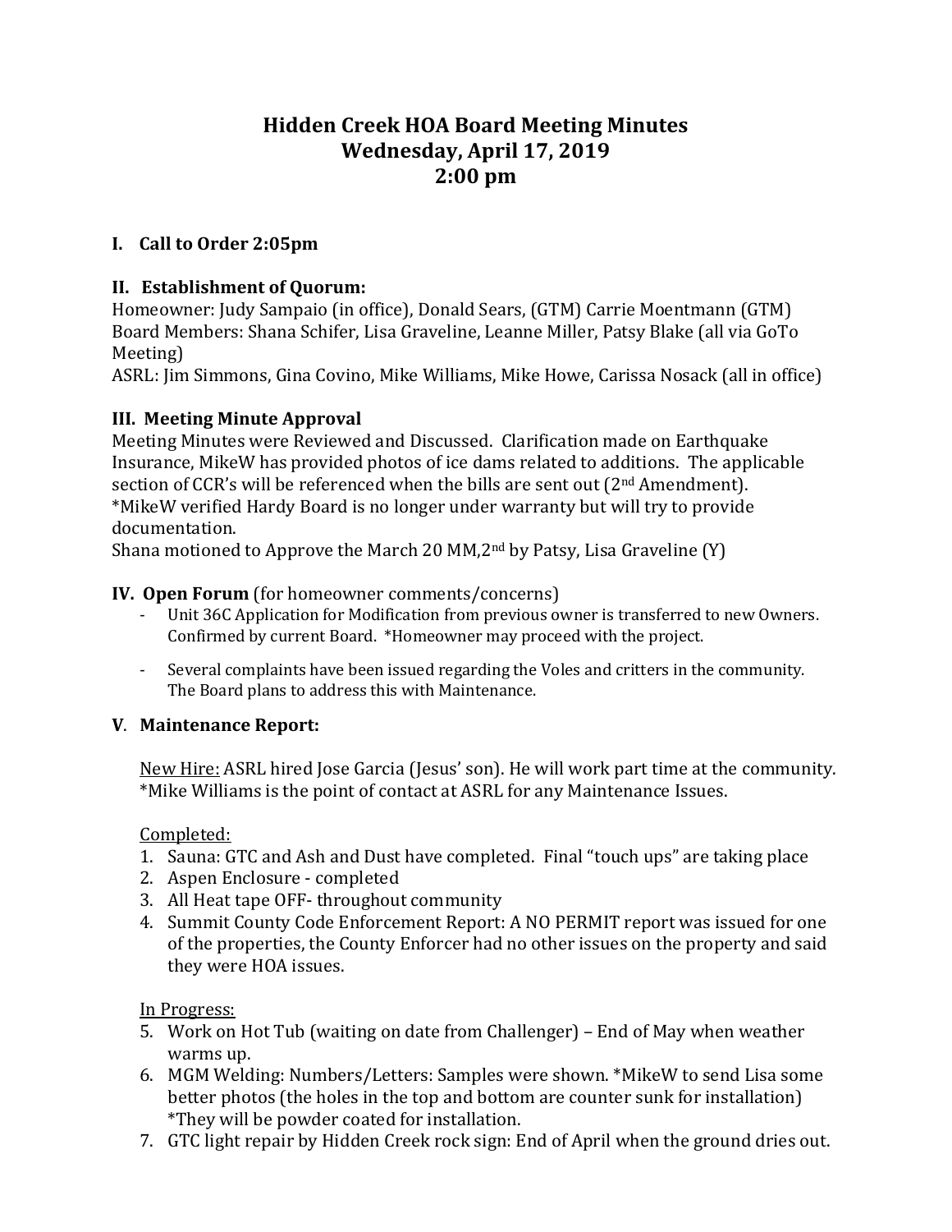# Hidden Creek HOA Board Meeting Minutes
# Wednesday, April 17, 2019
# 2:00 pm

## I. Call to Order 2:05pm

## II. Establishment of Quorum:

Homeowner: Judy Sampaio (in office), Donald Sears, (GTM) Carrie Moentmann (GTM)
Board Members: Shana Schifer, Lisa Graveline, Leanne Miller, Patsy Blake (all via GoTo Meeting)
ASRL: Jim Simmons, Gina Covino, Mike Williams, Mike Howe, Carissa Nosack (all in office)

## III. Meeting Minute Approval

Meeting Minutes were Reviewed and Discussed. Clarification made on Earthquake Insurance, MikeW has provided photos of ice dams related to additions. The applicable section of CCR's will be referenced when the bills are sent out (2nd Amendment).
*MikeW verified Hardy Board is no longer under warranty but will try to provide documentation.
Shana motioned to Approve the March 20 MM,2nd by Patsy, Lisa Graveline (Y)

## IV. Open Forum (for homeowner comments/concerns)

- Unit 36C Application for Modification from previous owner is transferred to new Owners. Confirmed by current Board. *Homeowner may proceed with the project.
- Several complaints have been issued regarding the Voles and critters in the community. The Board plans to address this with Maintenance.

## V. Maintenance Report:

<u>New Hire:</u> ASRL hired Jose Garcia (Jesus' son). He will work part time at the community. *Mike Williams is the point of contact at ASRL for any Maintenance Issues.

<u>Completed:</u>

1. Sauna: GTC and Ash and Dust have completed. Final "touch ups" are taking place
2. Aspen Enclosure - completed
3. All Heat tape OFF- throughout community
4. Summit County Code Enforcement Report: A NO PERMIT report was issued for one of the properties, the County Enforcer had no other issues on the property and said they were HOA issues.

<u>In Progress:</u>

5. Work on Hot Tub (waiting on date from Challenger) – End of May when weather warms up.
6. MGM Welding: Numbers/Letters: Samples were shown. *MikeW to send Lisa some better photos (the holes in the top and bottom are counter sunk for installation) *They will be powder coated for installation.
7. GTC light repair by Hidden Creek rock sign: End of April when the ground dries out.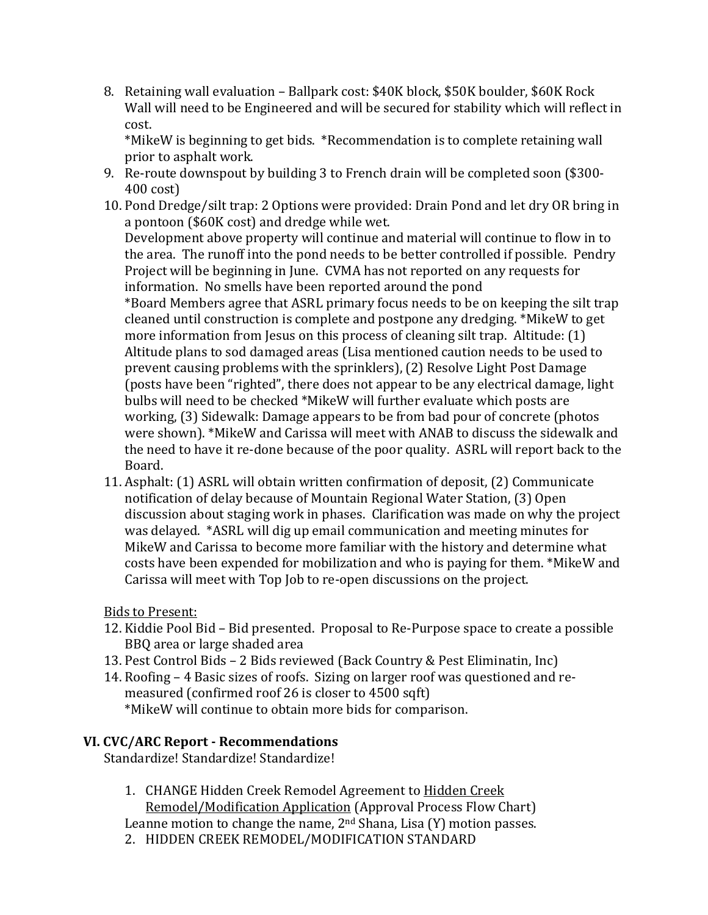8. Retaining wall evaluation – Ballpark cost: $40K block, $50K boulder, $60K Rock Wall will need to be Engineered and will be secured for stability which will reflect in cost.
   *MikeW is beginning to get bids. *Recommendation is to complete retaining wall prior to asphalt work.
9. Re-route downspout by building 3 to French drain will be completed soon ($300-400 cost)
10. Pond Dredge/silt trap: 2 Options were provided: Drain Pond and let dry OR bring in a pontoon ($60K cost) and dredge while wet.
    Development above property will continue and material will continue to flow in to the area. The runoff into the pond needs to be better controlled if possible. Pendry Project will be beginning in June. CVMA has not reported on any requests for information. No smells have been reported around the pond
    *Board Members agree that ASRL primary focus needs to be on keeping the silt trap cleaned until construction is complete and postpone any dredging. *MikeW to get more information from Jesus on this process of cleaning silt trap. Altitude: (1) Altitude plans to sod damaged areas (Lisa mentioned caution needs to be used to prevent causing problems with the sprinklers), (2) Resolve Light Post Damage (posts have been "righted", there does not appear to be any electrical damage, light bulbs will need to be checked *MikeW will further evaluate which posts are working, (3) Sidewalk: Damage appears to be from bad pour of concrete (photos were shown). *MikeW and Carissa will meet with ANAB to discuss the sidewalk and the need to have it re-done because of the poor quality. ASRL will report back to the Board.
11. Asphalt: (1) ASRL will obtain written confirmation of deposit, (2) Communicate notification of delay because of Mountain Regional Water Station, (3) Open discussion about staging work in phases. Clarification was made on why the project was delayed. *ASRL will dig up email communication and meeting minutes for MikeW and Carissa to become more familiar with the history and determine what costs have been expended for mobilization and who is paying for them. *MikeW and Carissa will meet with Top Job to re-open discussions on the project.

<u>Bids to Present:</u>

12. Kiddie Pool Bid – Bid presented. Proposal to Re-Purpose space to create a possible BBQ area or large shaded area
13. Pest Control Bids – 2 Bids reviewed (Back Country & Pest Eliminatin, Inc)
14. Roofing – 4 Basic sizes of roofs. Sizing on larger roof was questioned and re-measured (confirmed roof 26 is closer to 4500 sqft)
    *MikeW will continue to obtain more bids for comparison.

## VI. CVC/ARC Report - Recommendations

Standardize! Standardize! Standardize!

1. CHANGE Hidden Creek Remodel Agreement to <u>Hidden Creek Remodel/Modification Application</u> (Approval Process Flow Chart)
   Leanne motion to change the name, 2nd Shana, Lisa (Y) motion passes.
2. HIDDEN CREEK REMODEL/MODIFICATION STANDARD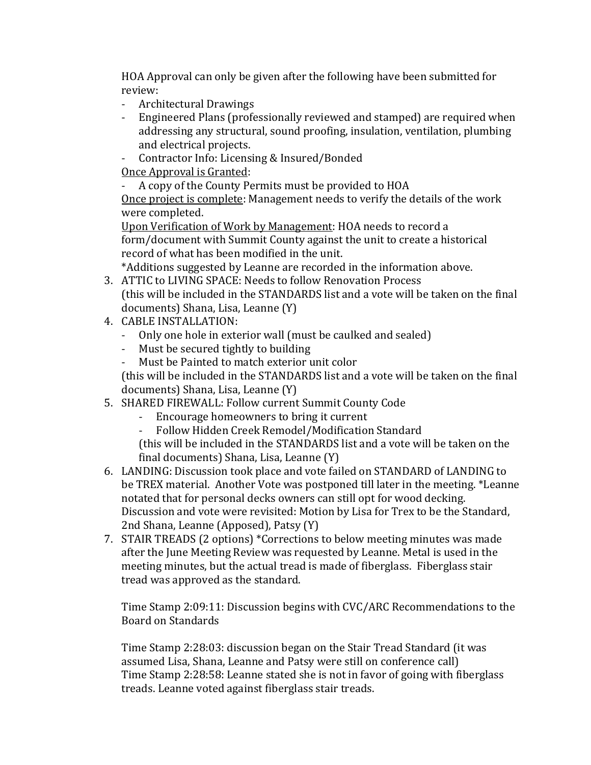HOA Approval can only be given after the following have been submitted for review:

- Architectural Drawings
- Engineered Plans (professionally reviewed and stamped) are required when addressing any structural, sound proofing, insulation, ventilation, plumbing and electrical projects.
- Contractor Info: Licensing & Insured/Bonded

<u>Once Approval is Granted</u>:

- A copy of the County Permits must be provided to HOA

<u>Once project is complete</u>: Management needs to verify the details of the work were completed.

<u>Upon Verification of Work by Management</u>: HOA needs to record a form/document with Summit County against the unit to create a historical record of what has been modified in the unit.

*Additions suggested by Leanne are recorded in the information above.

3. ATTIC to LIVING SPACE: Needs to follow Renovation Process (this will be included in the STANDARDS list and a vote will be taken on the final documents) Shana, Lisa, Leanne (Y)
4. CABLE INSTALLATION:
   - Only one hole in exterior wall (must be caulked and sealed)
   - Must be secured tightly to building
   - Must be Painted to match exterior unit color

   (this will be included in the STANDARDS list and a vote will be taken on the final documents) Shana, Lisa, Leanne (Y)
5. SHARED FIREWALL: Follow current Summit County Code
   - Encourage homeowners to bring it current
   - Follow Hidden Creek Remodel/Modification Standard

   (this will be included in the STANDARDS list and a vote will be taken on the final documents) Shana, Lisa, Leanne (Y)
6. LANDING: Discussion took place and vote failed on STANDARD of LANDING to be TREX material. Another Vote was postponed till later in the meeting. *Leanne notated that for personal decks owners can still opt for wood decking. Discussion and vote were revisited: Motion by Lisa for Trex to be the Standard, 2nd Shana, Leanne (Apposed), Patsy (Y)
7. STAIR TREADS (2 options) *Corrections to below meeting minutes was made after the June Meeting Review was requested by Leanne. Metal is used in the meeting minutes, but the actual tread is made of fiberglass. Fiberglass stair tread was approved as the standard.

   Time Stamp 2:09:11: Discussion begins with CVC/ARC Recommendations to the Board on Standards

   Time Stamp 2:28:03: discussion began on the Stair Tread Standard (it was assumed Lisa, Shana, Leanne and Patsy were still on conference call)
   Time Stamp 2:28:58: Leanne stated she is not in favor of going with fiberglass treads. Leanne voted against fiberglass stair treads.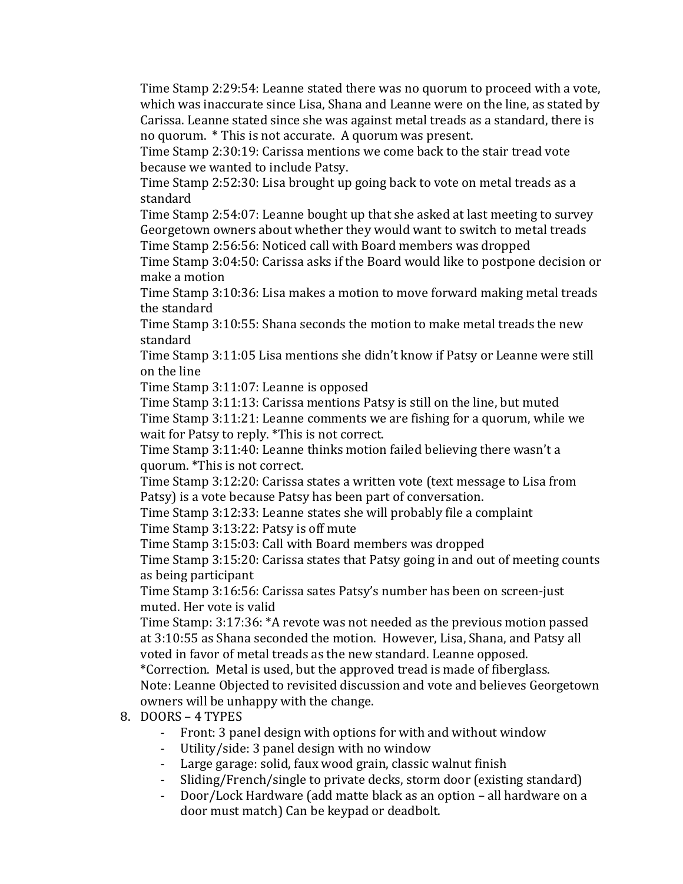Time Stamp 2:29:54: Leanne stated there was no quorum to proceed with a vote, which was inaccurate since Lisa, Shana and Leanne were on the line, as stated by Carissa. Leanne stated since she was against metal treads as a standard, there is no quorum. * This is not accurate. A quorum was present.
Time Stamp 2:30:19: Carissa mentions we come back to the stair tread vote because we wanted to include Patsy.
Time Stamp 2:52:30: Lisa brought up going back to vote on metal treads as a standard
Time Stamp 2:54:07: Leanne bought up that she asked at last meeting to survey Georgetown owners about whether they would want to switch to metal treads
Time Stamp 2:56:56: Noticed call with Board members was dropped
Time Stamp 3:04:50: Carissa asks if the Board would like to postpone decision or make a motion
Time Stamp 3:10:36: Lisa makes a motion to move forward making metal treads the standard
Time Stamp 3:10:55: Shana seconds the motion to make metal treads the new standard
Time Stamp 3:11:05 Lisa mentions she didn't know if Patsy or Leanne were still on the line
Time Stamp 3:11:07: Leanne is opposed
Time Stamp 3:11:13: Carissa mentions Patsy is still on the line, but muted
Time Stamp 3:11:21: Leanne comments we are fishing for a quorum, while we wait for Patsy to reply. *This is not correct.
Time Stamp 3:11:40: Leanne thinks motion failed believing there wasn't a quorum. *This is not correct.
Time Stamp 3:12:20: Carissa states a written vote (text message to Lisa from Patsy) is a vote because Patsy has been part of conversation.
Time Stamp 3:12:33: Leanne states she will probably file a complaint
Time Stamp 3:13:22: Patsy is off mute
Time Stamp 3:15:03: Call with Board members was dropped
Time Stamp 3:15:20: Carissa states that Patsy going in and out of meeting counts as being participant
Time Stamp 3:16:56: Carissa sates Patsy's number has been on screen-just muted. Her vote is valid
Time Stamp: 3:17:36: *A revote was not needed as the previous motion passed at 3:10:55 as Shana seconded the motion. However, Lisa, Shana, and Patsy all voted in favor of metal treads as the new standard. Leanne opposed.
*Correction. Metal is used, but the approved tread is made of fiberglass.
Note: Leanne Objected to revisited discussion and vote and believes Georgetown owners will be unhappy with the change.

8. DOORS – 4 TYPES
   - Front: 3 panel design with options for with and without window
   - Utility/side: 3 panel design with no window
   - Large garage: solid, faux wood grain, classic walnut finish
   - Sliding/French/single to private decks, storm door (existing standard)
   - Door/Lock Hardware (add matte black as an option – all hardware on a door must match) Can be keypad or deadbolt.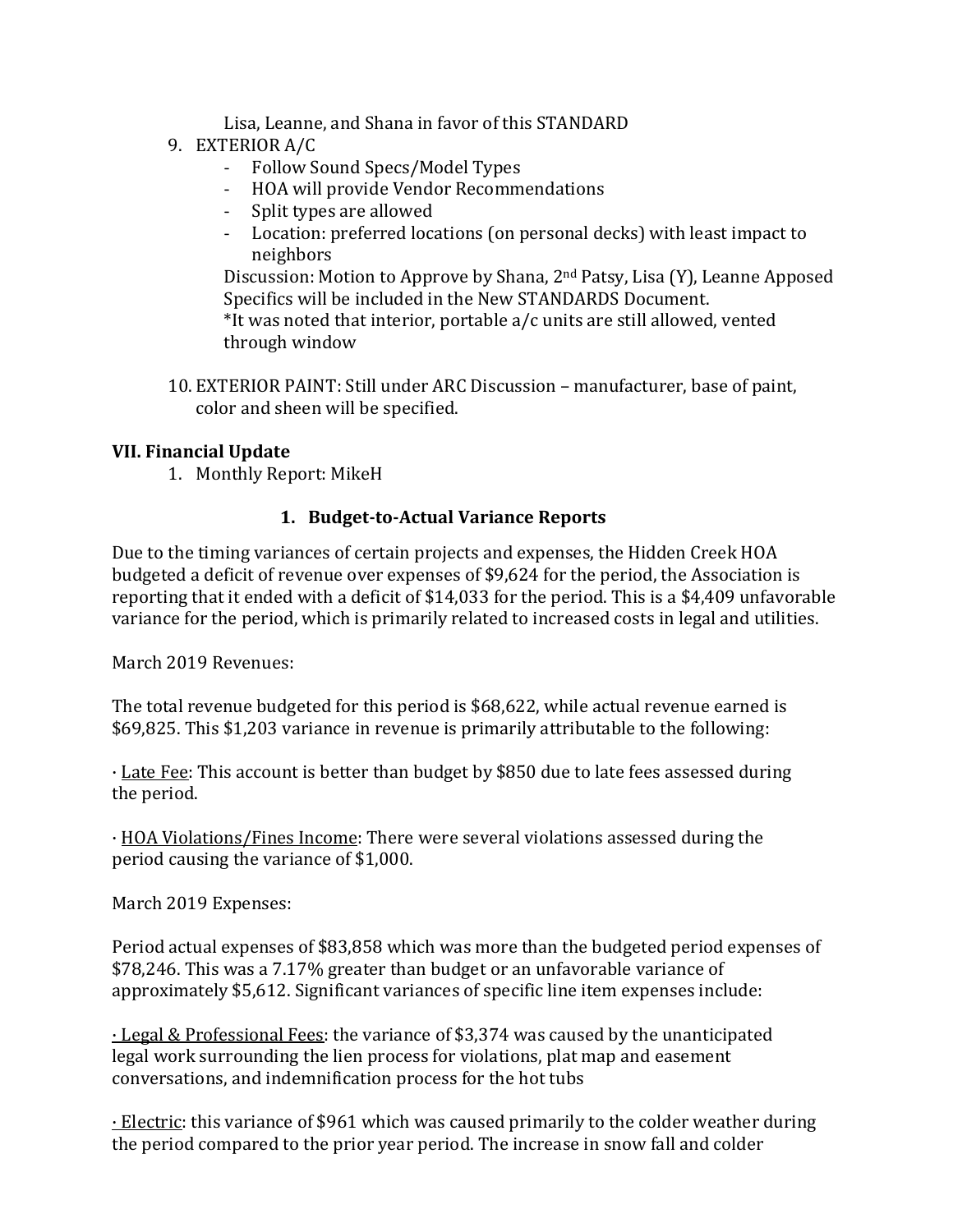Lisa, Leanne, and Shana in favor of this STANDARD

9. EXTERIOR A/C
   - Follow Sound Specs/Model Types
   - HOA will provide Vendor Recommendations
   - Split types are allowed
   - Location: preferred locations (on personal decks) with least impact to neighbors

   Discussion: Motion to Approve by Shana, 2nd Patsy, Lisa (Y), Leanne Apposed
   Specifics will be included in the New STANDARDS Document.
   *It was noted that interior, portable a/c units are still allowed, vented through window

10. EXTERIOR PAINT: Still under ARC Discussion – manufacturer, base of paint, color and sheen will be specified.

**VII. Financial Update**

1. Monthly Report: MikeH

### 1. Budget-to-Actual Variance Reports

Due to the timing variances of certain projects and expenses, the Hidden Creek HOA budgeted a deficit of revenue over expenses of $9,624 for the period, the Association is reporting that it ended with a deficit of $14,033 for the period. This is a $4,409 unfavorable variance for the period, which is primarily related to increased costs in legal and utilities.

March 2019 Revenues:

The total revenue budgeted for this period is $68,622, while actual revenue earned is $69,825. This $1,203 variance in revenue is primarily attributable to the following:

· Late Fee: This account is better than budget by $850 due to late fees assessed during the period.

· HOA Violations/Fines Income: There were several violations assessed during the period causing the variance of $1,000.

March 2019 Expenses:

Period actual expenses of $83,858 which was more than the budgeted period expenses of $78,246. This was a 7.17% greater than budget or an unfavorable variance of approximately $5,612. Significant variances of specific line item expenses include:

· Legal & Professional Fees: the variance of $3,374 was caused by the unanticipated legal work surrounding the lien process for violations, plat map and easement conversations, and indemnification process for the hot tubs

· Electric: this variance of $961 which was caused primarily to the colder weather during the period compared to the prior year period. The increase in snow fall and colder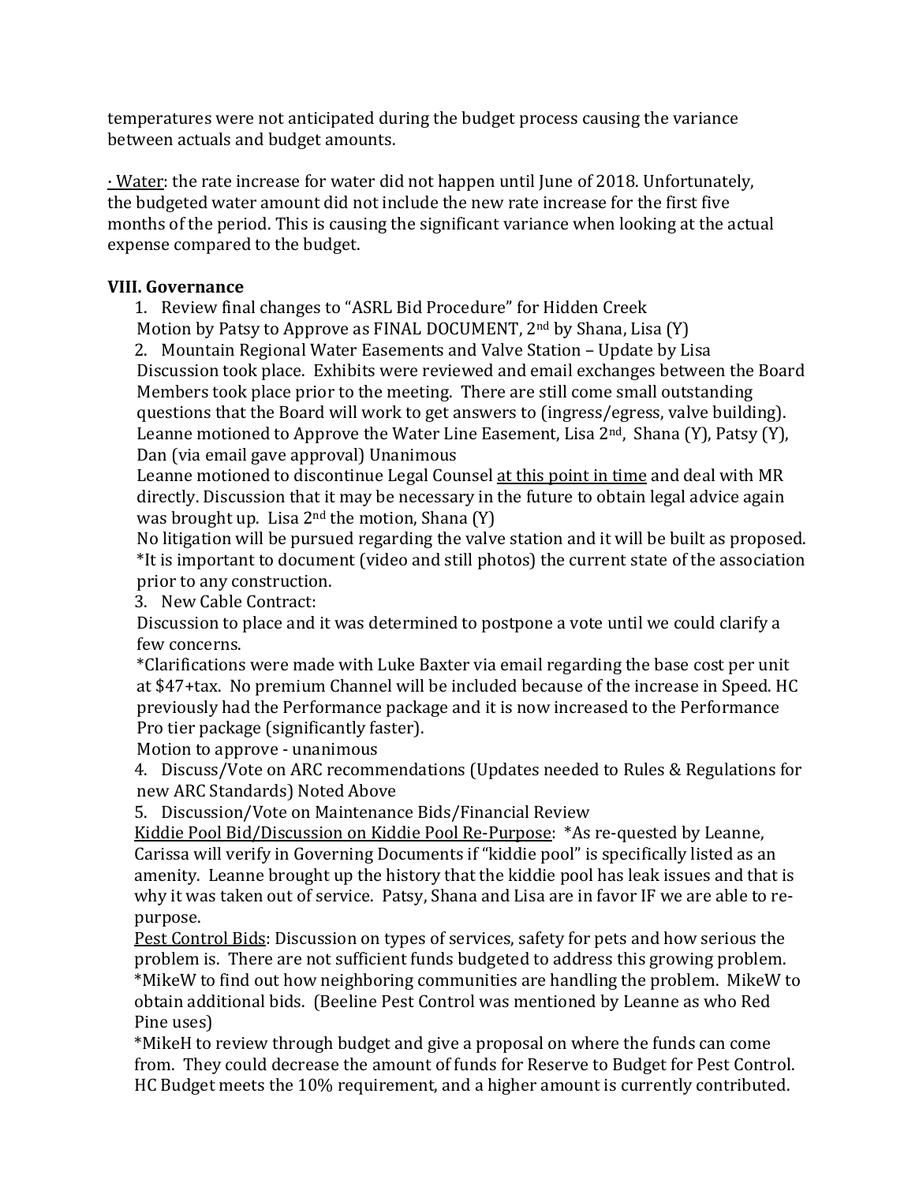temperatures were not anticipated during the budget process causing the variance between actuals and budget amounts.

· Water: the rate increase for water did not happen until June of 2018. Unfortunately, the budgeted water amount did not include the new rate increase for the first five months of the period. This is causing the significant variance when looking at the actual expense compared to the budget.

**VIII. Governance**

1. Review final changes to "ASRL Bid Procedure" for Hidden Creek
Motion by Patsy to Approve as FINAL DOCUMENT, 2nd by Shana, Lisa (Y)
2. Mountain Regional Water Easements and Valve Station – Update by Lisa
Discussion took place. Exhibits were reviewed and email exchanges between the Board Members took place prior to the meeting. There are still come small outstanding questions that the Board will work to get answers to (ingress/egress, valve building).
Leanne motioned to Approve the Water Line Easement, Lisa 2nd, Shana (Y), Patsy (Y), Dan (via email gave approval) Unanimous
Leanne motioned to discontinue Legal Counsel at this point in time and deal with MR directly. Discussion that it may be necessary in the future to obtain legal advice again was brought up. Lisa 2nd the motion, Shana (Y)
No litigation will be pursued regarding the valve station and it will be built as proposed.
*It is important to document (video and still photos) the current state of the association prior to any construction.
3. New Cable Contract:
Discussion to place and it was determined to postpone a vote until we could clarify a few concerns.
*Clarifications were made with Luke Baxter via email regarding the base cost per unit at $47+tax. No premium Channel will be included because of the increase in Speed. HC previously had the Performance package and it is now increased to the Performance Pro tier package (significantly faster).
Motion to approve - unanimous
4. Discuss/Vote on ARC recommendations (Updates needed to Rules & Regulations for new ARC Standards) Noted Above
5. Discussion/Vote on Maintenance Bids/Financial Review
Kiddie Pool Bid/Discussion on Kiddie Pool Re-Purpose: *As re-quested by Leanne, Carissa will verify in Governing Documents if "kiddie pool" is specifically listed as an amenity. Leanne brought up the history that the kiddie pool has leak issues and that is why it was taken out of service. Patsy, Shana and Lisa are in favor IF we are able to re-purpose.
Pest Control Bids: Discussion on types of services, safety for pets and how serious the problem is. There are not sufficient funds budgeted to address this growing problem.
*MikeW to find out how neighboring communities are handling the problem. MikeW to obtain additional bids. (Beeline Pest Control was mentioned by Leanne as who Red Pine uses)
*MikeH to review through budget and give a proposal on where the funds can come from. They could decrease the amount of funds for Reserve to Budget for Pest Control. HC Budget meets the 10% requirement, and a higher amount is currently contributed.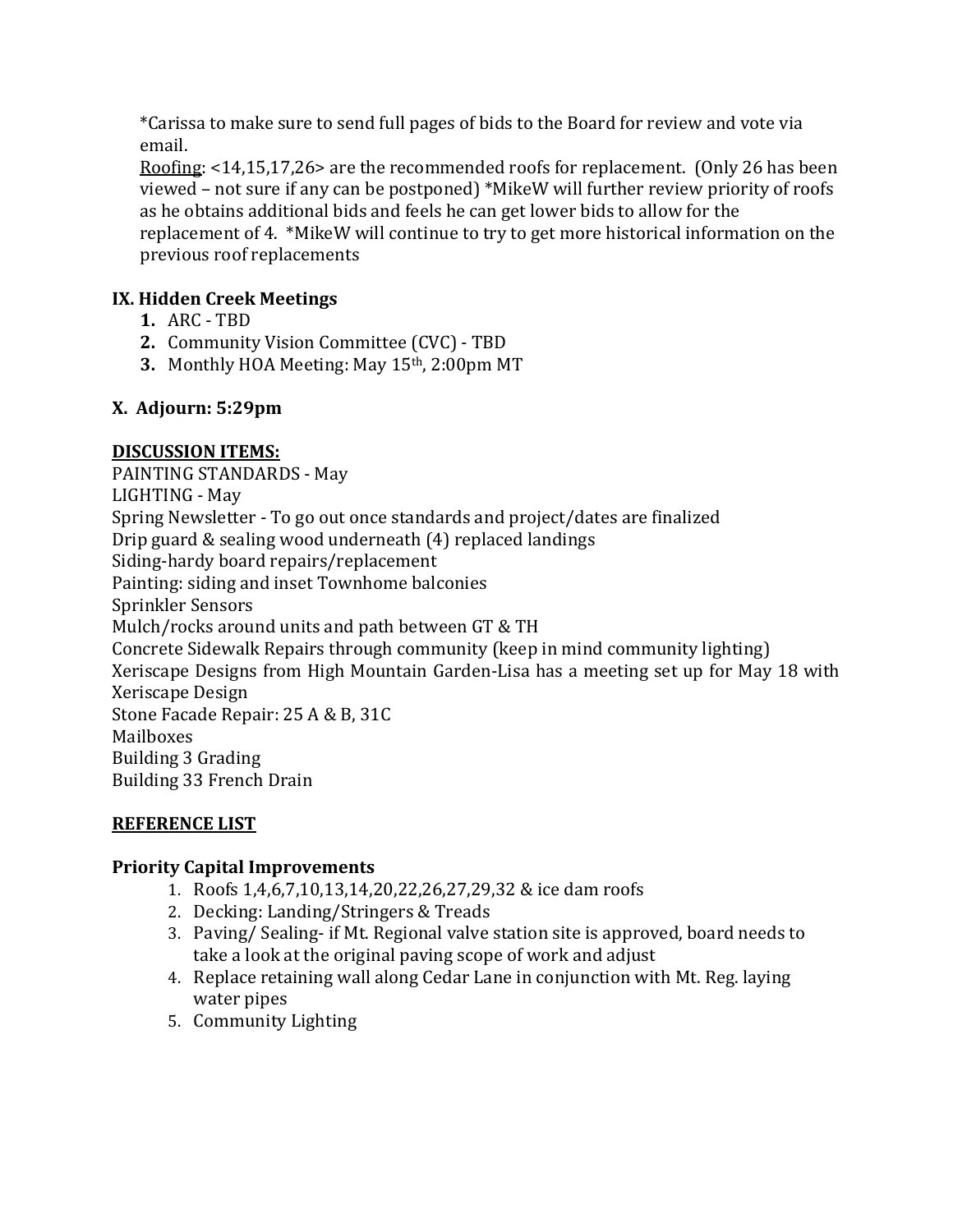*Carissa to make sure to send full pages of bids to the Board for review and vote via email.

Roofing: <14,15,17,26> are the recommended roofs for replacement. (Only 26 has been viewed – not sure if any can be postponed) *MikeW will further review priority of roofs as he obtains additional bids and feels he can get lower bids to allow for the replacement of 4. *MikeW will continue to try to get more historical information on the previous roof replacements

### IX. Hidden Creek Meetings

1. ARC - TBD
2. Community Vision Committee (CVC) - TBD
3. Monthly HOA Meeting: May 15th, 2:00pm MT

### X. Adjourn: 5:29pm

**DISCUSSION ITEMS:**

PAINTING STANDARDS - May
LIGHTING - May
Spring Newsletter - To go out once standards and project/dates are finalized
Drip guard & sealing wood underneath (4) replaced landings
Siding-hardy board repairs/replacement
Painting: siding and inset Townhome balconies
Sprinkler Sensors
Mulch/rocks around units and path between GT & TH
Concrete Sidewalk Repairs through community (keep in mind community lighting)
Xeriscape Designs from High Mountain Garden-Lisa has a meeting set up for May 18 with Xeriscape Design
Stone Facade Repair: 25 A & B, 31C
Mailboxes
Building 3 Grading
Building 33 French Drain

**REFERENCE LIST**

**Priority Capital Improvements**

1. Roofs 1,4,6,7,10,13,14,20,22,26,27,29,32 & ice dam roofs
2. Decking: Landing/Stringers & Treads
3. Paving/ Sealing- if Mt. Regional valve station site is approved, board needs to take a look at the original paving scope of work and adjust
4. Replace retaining wall along Cedar Lane in conjunction with Mt. Reg. laying water pipes
5. Community Lighting